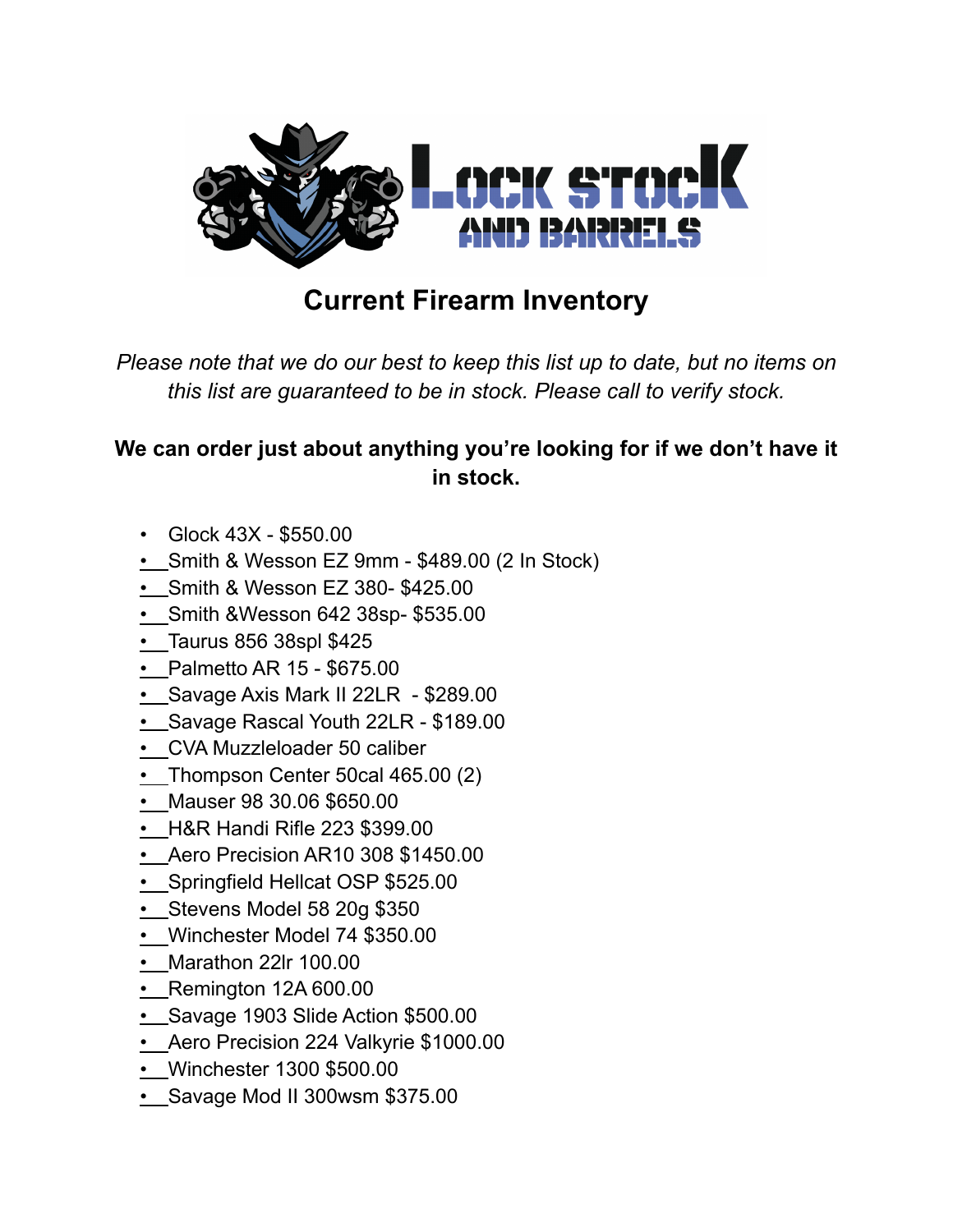# Lock Stock and Barrels

## Current Firearm Inventory

*Please note that we do our best to keep this list up to date, but no items on this list are guaranteed to be in stock. Please call to verify stock.*

**We can order just about anything you're looking for if we don't have it in stock.**

- Glock 43X - $550.00
- Smith & Wesson EZ 9mm - $489.00 (2 In Stock)
- Smith & Wesson EZ 380- $425.00
- Smith &Wesson 642 38sp- $535.00
- Taurus 856 38spl $425
- Palmetto AR 15 - $675.00
- Savage Axis Mark II 22LR - $289.00
- Savage Rascal Youth 22LR - $189.00
- CVA Muzzleloader 50 caliber
- Thompson Center 50cal 465.00 (2)
- Mauser 98 30.06 $650.00
- H&R Handi Rifle 223 $399.00
- Aero Precision AR10 308 $1450.00
- Springfield Hellcat OSP $525.00
- Stevens Model 58 20g $350
- Winchester Model 74 $350.00
- Marathon 22lr 100.00
- Remington 12A 600.00
- Savage 1903 Slide Action $500.00
- Aero Precision 224 Valkyrie $1000.00
- Winchester 1300 $500.00
- Savage Mod II 300wsm $375.00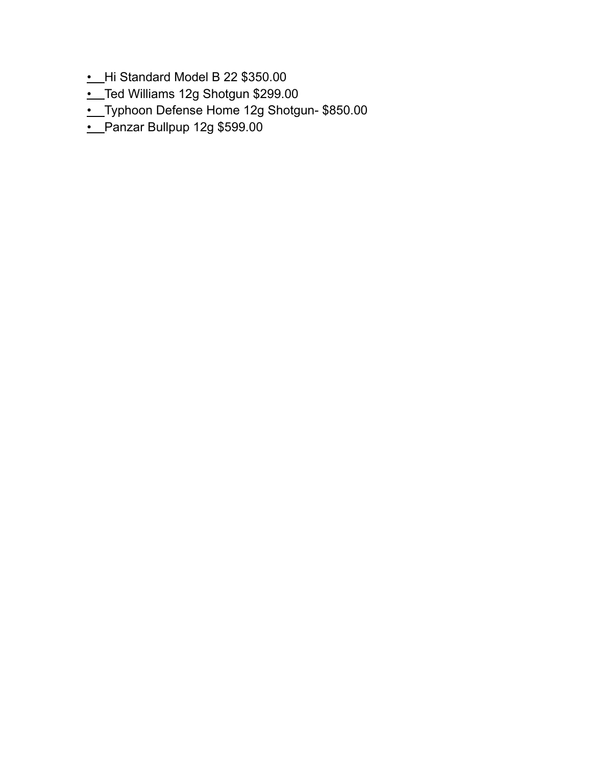- Hi Standard Model B 22 $350.00
- Ted Williams 12g Shotgun $299.00
- Typhoon Defense Home 12g Shotgun- $850.00
- Panzar Bullpup 12g $599.00